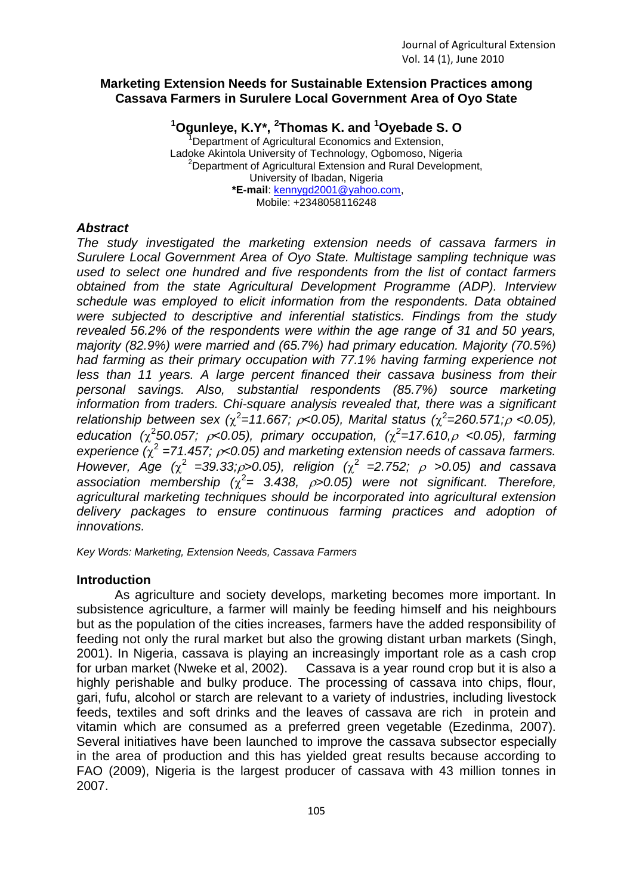# Marketing Extension Needs for Sustainable Extension Practices among Cassava Farmers in Surulere Local Government Area of Oyo State

**[1]Ogunleye, K.Y\*, [2]Thomas K. and [1]Oyebade S. O**

[1]Department of Agricultural Economics and Extension, Ladoke Akintola University of Technology, Ogbomoso, Nigeria
[2]Department of Agricultural Extension and Rural Development, University of Ibadan, Nigeria
**\*E-mail**: kennygd2001@yahoo.com,
Mobile: +2348058116248

### *Abstract*

*The study investigated the marketing extension needs of cassava farmers in Surulere Local Government Area of Oyo State. Multistage sampling technique was used to select one hundred and five respondents from the list of contact farmers obtained from the state Agricultural Development Programme (ADP). Interview schedule was employed to elicit information from the respondents. Data obtained were subjected to descriptive and inferential statistics. Findings from the study revealed 56.2% of the respondents were within the age range of 31 and 50 years, majority (82.9%) were married and (65.7%) had primary education. Majority (70.5%) had farming as their primary occupation with 77.1% having farming experience not less than 11 years. A large percent financed their cassava business from their personal savings. Also, substantial respondents (85.7%) source marketing information from traders. Chi-square analysis revealed that, there was a significant relationship between sex ($\chi^2$=11.667; $\rho$<0.05), Marital status ($\chi^2$=260.571; $\rho$ <0.05), education ($\chi^2$50.057; $\rho$<0.05), primary occupation, ($\chi^2$=17.610, $\rho$ <0.05), farming experience ($\chi^2$ =71.457; $\rho$<0.05) and marketing extension needs of cassava farmers. However, Age ($\chi^2$ =39.33; $\rho$>0.05), religion ($\chi^2$ =2.752; $\rho$ >0.05) and cassava association membership ($\chi^2$= 3.438, $\rho$>0.05) were not significant. Therefore, agricultural marketing techniques should be incorporated into agricultural extension delivery packages to ensure continuous farming practices and adoption of innovations.*

*Key Words: Marketing, Extension Needs, Cassava Farmers*

## Introduction

As agriculture and society develops, marketing becomes more important. In subsistence agriculture, a farmer will mainly be feeding himself and his neighbours but as the population of the cities increases, farmers have the added responsibility of feeding not only the rural market but also the growing distant urban markets (Singh, 2001). In Nigeria, cassava is playing an increasingly important role as a cash crop for urban market (Nweke et al, 2002). Cassava is a year round crop but it is also a highly perishable and bulky produce. The processing of cassava into chips, flour, gari, fufu, alcohol or starch are relevant to a variety of industries, including livestock feeds, textiles and soft drinks and the leaves of cassava are rich in protein and vitamin which are consumed as a preferred green vegetable (Ezedinma, 2007). Several initiatives have been launched to improve the cassava subsector especially in the area of production and this has yielded great results because according to FAO (2009), Nigeria is the largest producer of cassava with 43 million tonnes in 2007.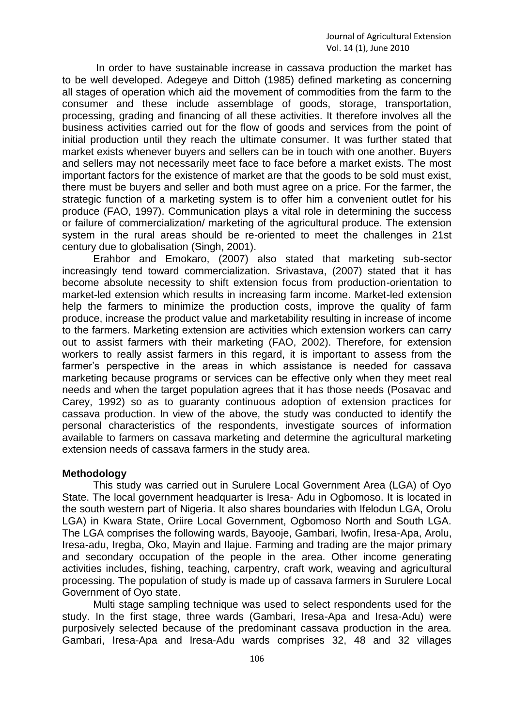In order to have sustainable increase in cassava production the market has to be well developed. Adegeye and Dittoh (1985) defined marketing as concerning all stages of operation which aid the movement of commodities from the farm to the consumer and these include assemblage of goods, storage, transportation, processing, grading and financing of all these activities. It therefore involves all the business activities carried out for the flow of goods and services from the point of initial production until they reach the ultimate consumer. It was further stated that market exists whenever buyers and sellers can be in touch with one another. Buyers and sellers may not necessarily meet face to face before a market exists. The most important factors for the existence of market are that the goods to be sold must exist, there must be buyers and seller and both must agree on a price. For the farmer, the strategic function of a marketing system is to offer him a convenient outlet for his produce (FAO, 1997). Communication plays a vital role in determining the success or failure of commercialization/ marketing of the agricultural produce. The extension system in the rural areas should be re-oriented to meet the challenges in 21st century due to globalisation (Singh, 2001).

Erahbor and Emokaro, (2007) also stated that marketing sub-sector increasingly tend toward commercialization. Srivastava, (2007) stated that it has become absolute necessity to shift extension focus from production-orientation to market-led extension which results in increasing farm income. Market-led extension help the farmers to minimize the production costs, improve the quality of farm produce, increase the product value and marketability resulting in increase of income to the farmers. Marketing extension are activities which extension workers can carry out to assist farmers with their marketing (FAO, 2002). Therefore, for extension workers to really assist farmers in this regard, it is important to assess from the farmer's perspective in the areas in which assistance is needed for cassava marketing because programs or services can be effective only when they meet real needs and when the target population agrees that it has those needs (Posavac and Carey, 1992) so as to guaranty continuous adoption of extension practices for cassava production. In view of the above, the study was conducted to identify the personal characteristics of the respondents, investigate sources of information available to farmers on cassava marketing and determine the agricultural marketing extension needs of cassava farmers in the study area.

## Methodology

This study was carried out in Surulere Local Government Area (LGA) of Oyo State. The local government headquarter is Iresa- Adu in Ogbomoso. It is located in the south western part of Nigeria. It also shares boundaries with Ifelodun LGA, Orolu LGA) in Kwara State, Oriire Local Government, Ogbomoso North and South LGA. The LGA comprises the following wards, Bayooje, Gambari, Iwofin, Iresa-Apa, Arolu, Iresa-adu, Iregba, Oko, Mayin and Ilajue. Farming and trading are the major primary and secondary occupation of the people in the area. Other income generating activities includes, fishing, teaching, carpentry, craft work, weaving and agricultural processing. The population of study is made up of cassava farmers in Surulere Local Government of Oyo state.

Multi stage sampling technique was used to select respondents used for the study. In the first stage, three wards (Gambari, Iresa-Apa and Iresa-Adu) were purposively selected because of the predominant cassava production in the area. Gambari, Iresa-Apa and Iresa-Adu wards comprises 32, 48 and 32 villages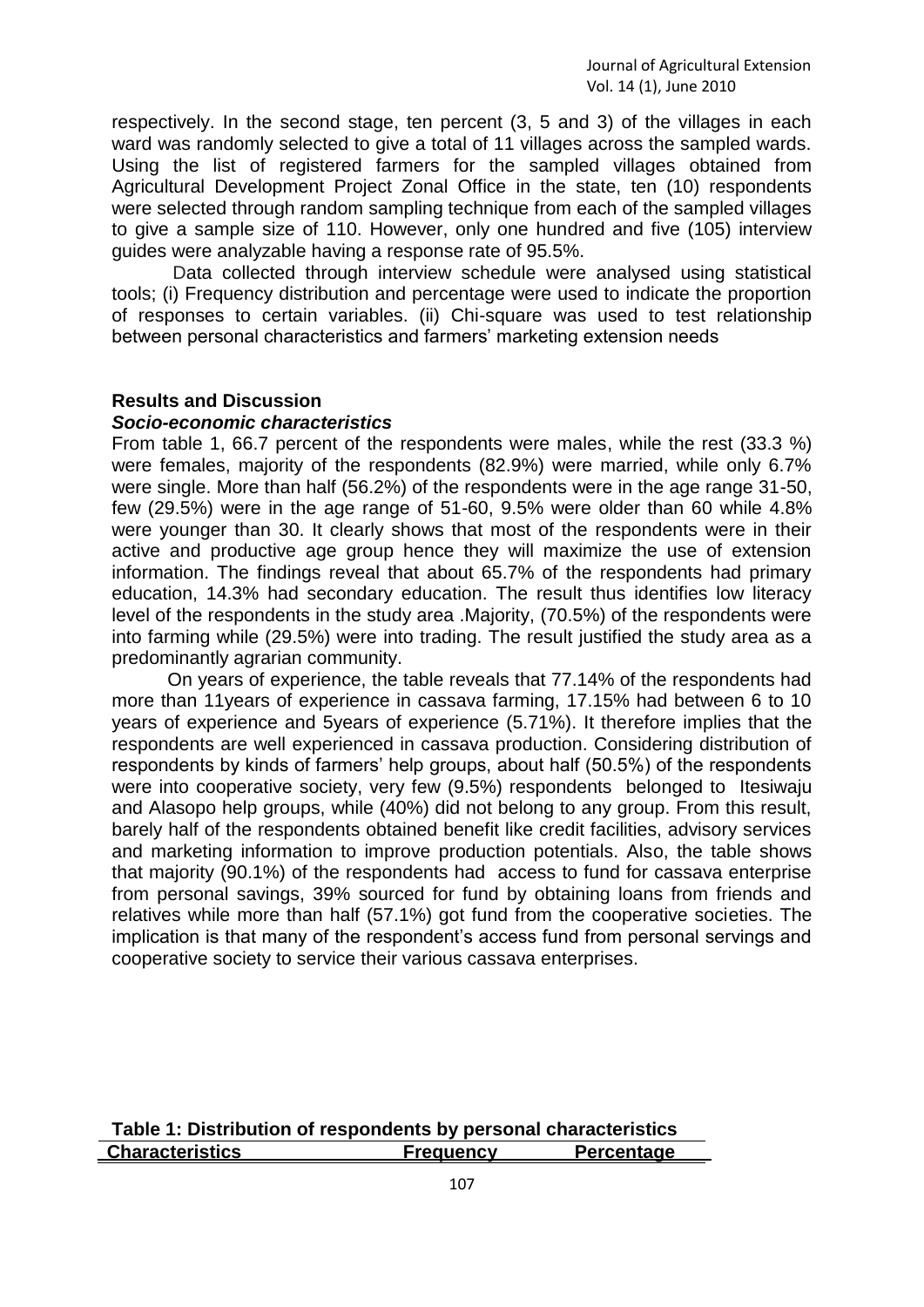respectively. In the second stage, ten percent (3, 5 and 3) of the villages in each ward was randomly selected to give a total of 11 villages across the sampled wards. Using the list of registered farmers for the sampled villages obtained from Agricultural Development Project Zonal Office in the state, ten (10) respondents were selected through random sampling technique from each of the sampled villages to give a sample size of 110. However, only one hundred and five (105) interview guides were analyzable having a response rate of 95.5%.

Data collected through interview schedule were analysed using statistical tools; (i) Frequency distribution and percentage were used to indicate the proportion of responses to certain variables. (ii) Chi-square was used to test relationship between personal characteristics and farmers' marketing extension needs

## Results and Discussion

### *Socio-economic characteristics*

From table 1, 66.7 percent of the respondents were males, while the rest (33.3 %) were females, majority of the respondents (82.9%) were married, while only 6.7% were single. More than half (56.2%) of the respondents were in the age range 31-50, few (29.5%) were in the age range of 51-60, 9.5% were older than 60 while 4.8% were younger than 30. It clearly shows that most of the respondents were in their active and productive age group hence they will maximize the use of extension information. The findings reveal that about 65.7% of the respondents had primary education, 14.3% had secondary education. The result thus identifies low literacy level of the respondents in the study area .Majority, (70.5%) of the respondents were into farming while (29.5%) were into trading. The result justified the study area as a predominantly agrarian community.

On years of experience, the table reveals that 77.14% of the respondents had more than 11years of experience in cassava farming, 17.15% had between 6 to 10 years of experience and 5years of experience (5.71%). It therefore implies that the respondents are well experienced in cassava production. Considering distribution of respondents by kinds of farmers' help groups, about half (50.5%) of the respondents were into cooperative society, very few (9.5%) respondents belonged to Itesiwaju and Alasopo help groups, while (40%) did not belong to any group. From this result, barely half of the respondents obtained benefit like credit facilities, advisory services and marketing information to improve production potentials. Also, the table shows that majority (90.1%) of the respondents had access to fund for cassava enterprise from personal savings, 39% sourced for fund by obtaining loans from friends and relatives while more than half (57.1%) got fund from the cooperative societies. The implication is that many of the respondent's access fund from personal servings and cooperative society to service their various cassava enterprises.

**Table 1: Distribution of respondents by personal characteristics**

| Characteristics | Frequency | Percentage |
|---|---|---|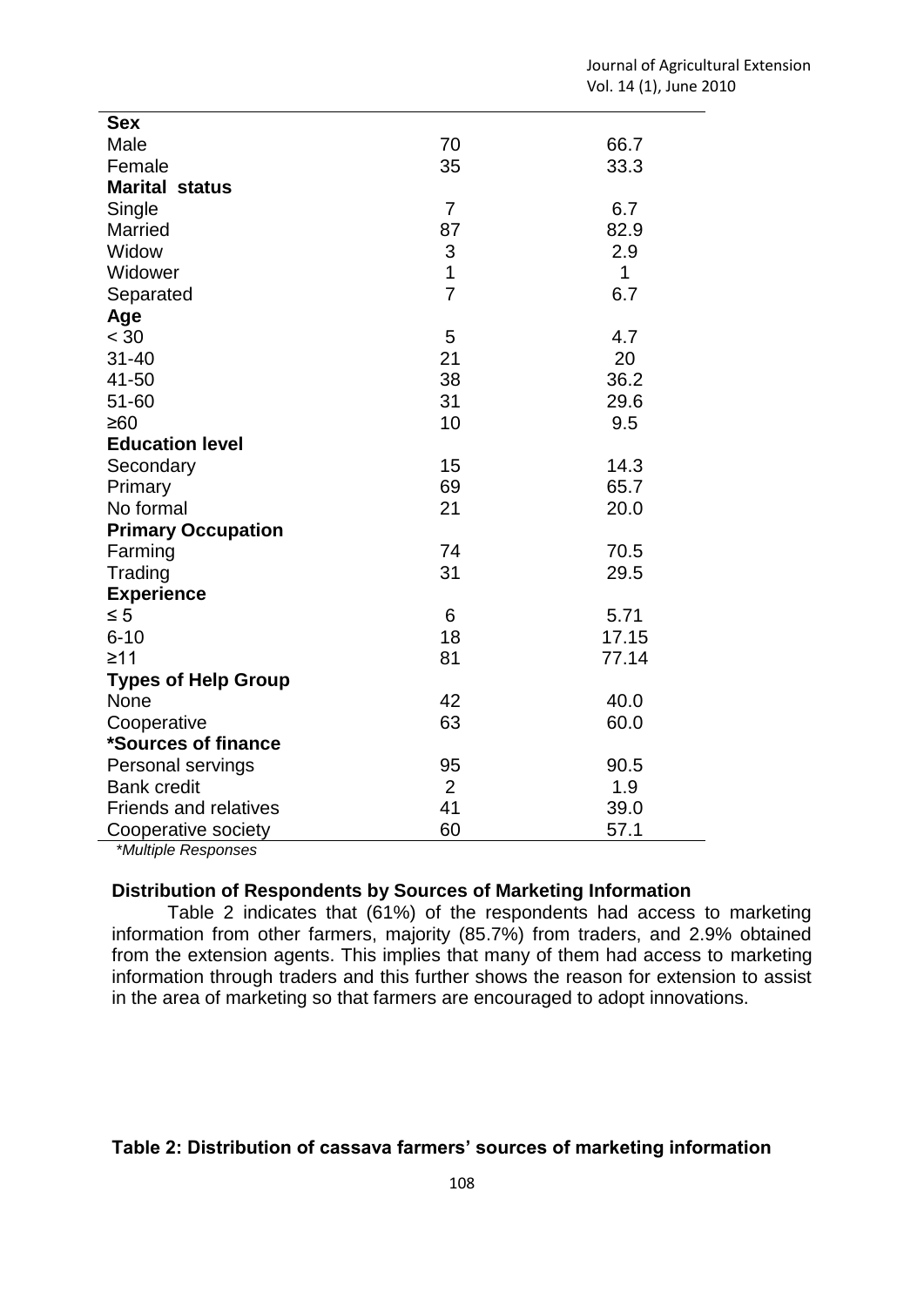| | | |
|---|---|---|
| **Sex** | | |
| Male | 70 | 66.7 |
| Female | 35 | 33.3 |
| **Marital status** | | |
| Single | 7 | 6.7 |
| Married | 87 | 82.9 |
| Widow | 3 | 2.9 |
| Widower | 1 | 1 |
| Separated | 7 | 6.7 |
| **Age** | | |
| < 30 | 5 | 4.7 |
| 31-40 | 21 | 20 |
| 41-50 | 38 | 36.2 |
| 51-60 | 31 | 29.6 |
| ≥60 | 10 | 9.5 |
| **Education level** | | |
| Secondary | 15 | 14.3 |
| Primary | 69 | 65.7 |
| No formal | 21 | 20.0 |
| **Primary Occupation** | | |
| Farming | 74 | 70.5 |
| Trading | 31 | 29.5 |
| **Experience** | | |
| ≤ 5 | 6 | 5.71 |
| 6-10 | 18 | 17.15 |
| ≥11 | 81 | 77.14 |
| **Types of Help Group** | | |
| None | 42 | 40.0 |
| Cooperative | 63 | 60.0 |
| **\*Sources of finance** | | |
| Personal servings | 95 | 90.5 |
| Bank credit | 2 | 1.9 |
| Friends and relatives | 41 | 39.0 |
| Cooperative society | 60 | 57.1 |

*\*Multiple Responses*

### Distribution of Respondents by Sources of Marketing Information

Table 2 indicates that (61%) of the respondents had access to marketing information from other farmers, majority (85.7%) from traders, and 2.9% obtained from the extension agents. This implies that many of them had access to marketing information through traders and this further shows the reason for extension to assist in the area of marketing so that farmers are encouraged to adopt innovations.

**Table 2: Distribution of cassava farmers' sources of marketing information**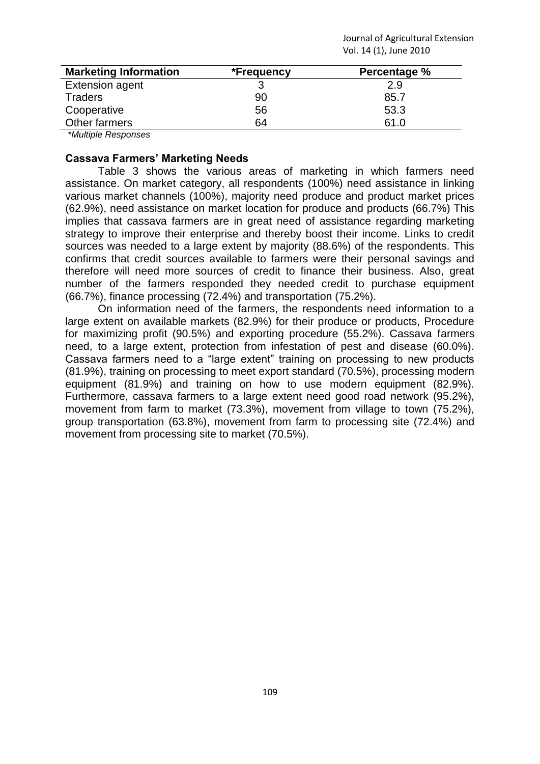| Marketing Information | *Frequency | Percentage % |
|---|---|---|
| Extension agent | 3 | 2.9 |
| Traders | 90 | 85.7 |
| Cooperative | 56 | 53.3 |
| Other farmers | 64 | 61.0 |

*Multiple Responses*

**Cassava Farmers' Marketing Needs**

Table 3 shows the various areas of marketing in which farmers need assistance. On market category, all respondents (100%) need assistance in linking various market channels (100%), majority need produce and product market prices (62.9%), need assistance on market location for produce and products (66.7%) This implies that cassava farmers are in great need of assistance regarding marketing strategy to improve their enterprise and thereby boost their income. Links to credit sources was needed to a large extent by majority (88.6%) of the respondents. This confirms that credit sources available to farmers were their personal savings and therefore will need more sources of credit to finance their business. Also, great number of the farmers responded they needed credit to purchase equipment (66.7%), finance processing (72.4%) and transportation (75.2%).

On information need of the farmers, the respondents need information to a large extent on available markets (82.9%) for their produce or products, Procedure for maximizing profit (90.5%) and exporting procedure (55.2%). Cassava farmers need, to a large extent, protection from infestation of pest and disease (60.0%). Cassava farmers need to a "large extent" training on processing to new products (81.9%), training on processing to meet export standard (70.5%), processing modern equipment (81.9%) and training on how to use modern equipment (82.9%). Furthermore, cassava farmers to a large extent need good road network (95.2%), movement from farm to market (73.3%), movement from village to town (75.2%), group transportation (63.8%), movement from farm to processing site (72.4%) and movement from processing site to market (70.5%).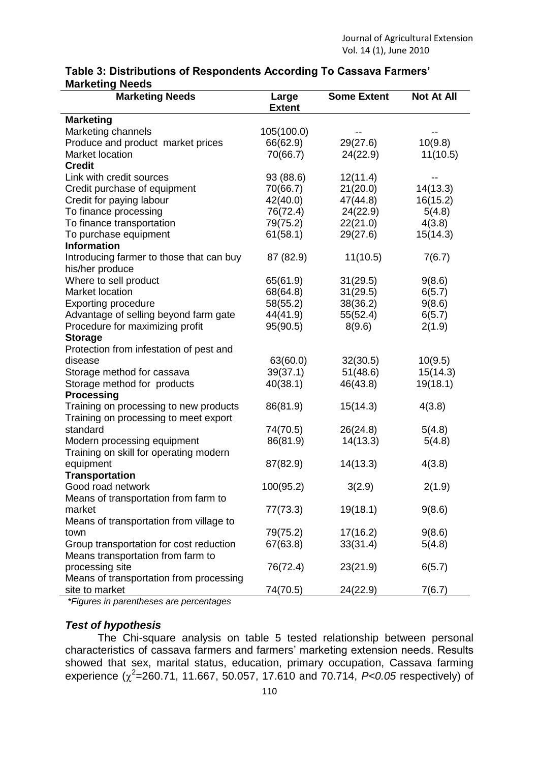**Table 3: Distributions of Respondents According To Cassava Farmers' Marketing Needs**

| Marketing Needs | Large Extent | Some Extent | Not At All |
|---|---|---|---|
| **Marketing** | | | |
| Marketing channels | 105(100.0) | -- | -- |
| Produce and product market prices | 66(62.9) | 29(27.6) | 10(9.8) |
| Market location | 70(66.7) | 24(22.9) | 11(10.5) |
| **Credit** | | | |
| Link with credit sources | 93 (88.6) | 12(11.4) | -- |
| Credit purchase of equipment | 70(66.7) | 21(20.0) | 14(13.3) |
| Credit for paying labour | 42(40.0) | 47(44.8) | 16(15.2) |
| To finance processing | 76(72.4) | 24(22.9) | 5(4.8) |
| To finance transportation | 79(75.2) | 22(21.0) | 4(3.8) |
| To purchase equipment | 61(58.1) | 29(27.6) | 15(14.3) |
| **Information** | | | |
| Introducing farmer to those that can buy his/her produce | 87 (82.9) | 11(10.5) | 7(6.7) |
| Where to sell product | 65(61.9) | 31(29.5) | 9(8.6) |
| Market location | 68(64.8) | 31(29.5) | 6(5.7) |
| Exporting procedure | 58(55.2) | 38(36.2) | 9(8.6) |
| Advantage of selling beyond farm gate | 44(41.9) | 55(52.4) | 6(5.7) |
| Procedure for maximizing profit | 95(90.5) | 8(9.6) | 2(1.9) |
| **Storage** | | | |
| Protection from infestation of pest and disease | 63(60.0) | 32(30.5) | 10(9.5) |
| Storage method for cassava | 39(37.1) | 51(48.6) | 15(14.3) |
| Storage method for products | 40(38.1) | 46(43.8) | 19(18.1) |
| **Processing** | | | |
| Training on processing to new products | 86(81.9) | 15(14.3) | 4(3.8) |
| Training on processing to meet export standard | 74(70.5) | 26(24.8) | 5(4.8) |
| Modern processing equipment | 86(81.9) | 14(13.3) | 5(4.8) |
| Training on skill for operating modern equipment | 87(82.9) | 14(13.3) | 4(3.8) |
| **Transportation** | | | |
| Good road network | 100(95.2) | 3(2.9) | 2(1.9) |
| Means of transportation from farm to market | 77(73.3) | 19(18.1) | 9(8.6) |
| Means of transportation from village to town | 79(75.2) | 17(16.2) | 9(8.6) |
| Group transportation for cost reduction | 67(63.8) | 33(31.4) | 5(4.8) |
| Means transportation from farm to processing site | 76(72.4) | 23(21.9) | 6(5.7) |
| Means of transportation from processing site to market | 74(70.5) | 24(22.9) | 7(6.7) |

*\*Figures in parentheses are percentages*

### *Test of hypothesis*

The Chi-square analysis on table 5 tested relationship between personal characteristics of cassava farmers and farmers' marketing extension needs. Results showed that sex, marital status, education, primary occupation, Cassava farming experience ($\chi^2$=260.71, 11.667, 50.057, 17.610 and 70.714, $P<0.05$ respectively) of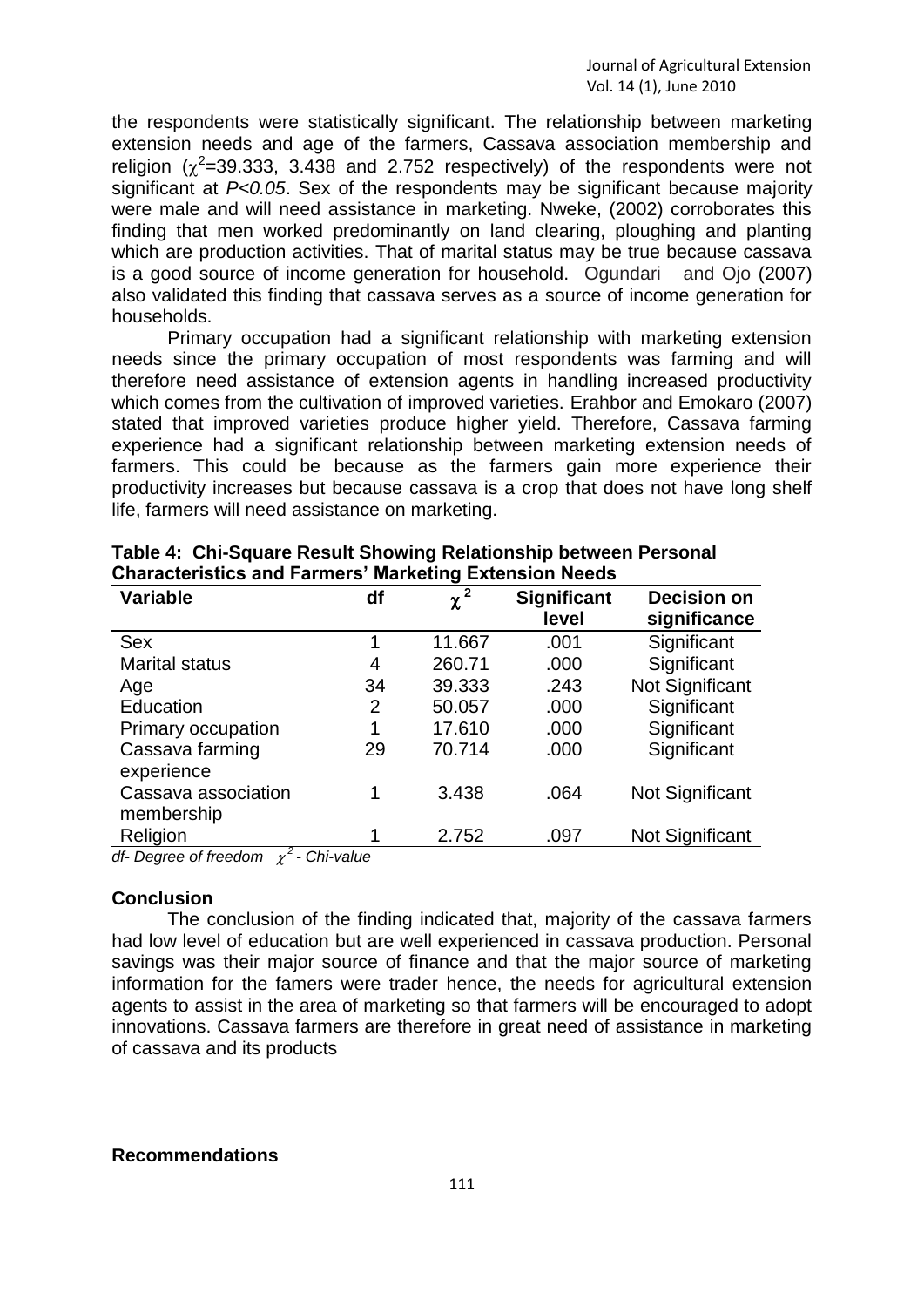the respondents were statistically significant. The relationship between marketing extension needs and age of the farmers, Cassava association membership and religion ($\chi^2$=39.333, 3.438 and 2.752 respectively) of the respondents were not significant at *P<0.05*. Sex of the respondents may be significant because majority were male and will need assistance in marketing. Nweke, (2002) corroborates this finding that men worked predominantly on land clearing, ploughing and planting which are production activities. That of marital status may be true because cassava is a good source of income generation for household. Ogundari and Ojo (2007) also validated this finding that cassava serves as a source of income generation for households.

Primary occupation had a significant relationship with marketing extension needs since the primary occupation of most respondents was farming and will therefore need assistance of extension agents in handling increased productivity which comes from the cultivation of improved varieties. Erahbor and Emokaro (2007) stated that improved varieties produce higher yield. Therefore, Cassava farming experience had a significant relationship between marketing extension needs of farmers. This could be because as the farmers gain more experience their productivity increases but because cassava is a crop that does not have long shelf life, farmers will need assistance on marketing.

**Table 4: Chi-Square Result Showing Relationship between Personal Characteristics and Farmers' Marketing Extension Needs**

| Variable | df | $\chi^2$ | Significant level | Decision on significance |
|---|---|---|---|---|
| Sex | 1 | 11.667 | .001 | Significant |
| Marital status | 4 | 260.71 | .000 | Significant |
| Age | 34 | 39.333 | .243 | Not Significant |
| Education | 2 | 50.057 | .000 | Significant |
| Primary occupation | 1 | 17.610 | .000 | Significant |
| Cassava farming experience | 29 | 70.714 | .000 | Significant |
| Cassava association membership | 1 | 3.438 | .064 | Not Significant |
| Religion | 1 | 2.752 | .097 | Not Significant |

*df- Degree of freedom* $\chi^2$ *- Chi-value*

## Conclusion

The conclusion of the finding indicated that, majority of the cassava farmers had low level of education but are well experienced in cassava production. Personal savings was their major source of finance and that the major source of marketing information for the famers were trader hence, the needs for agricultural extension agents to assist in the area of marketing so that farmers will be encouraged to adopt innovations. Cassava farmers are therefore in great need of assistance in marketing of cassava and its products

## Recommendations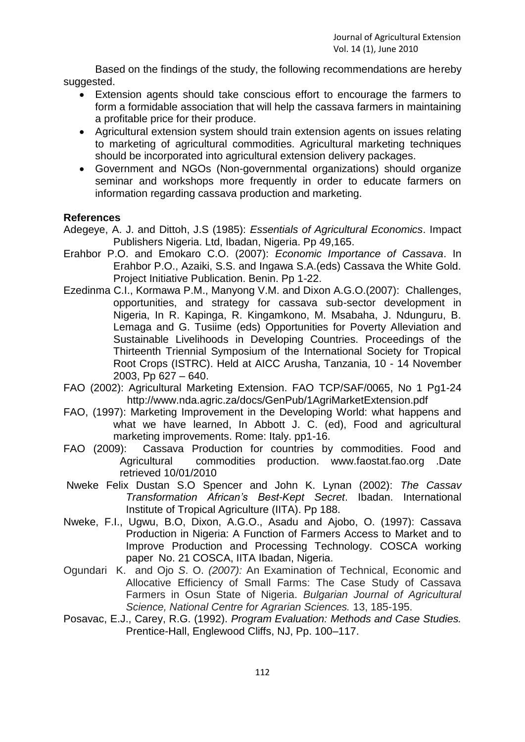Based on the findings of the study, the following recommendations are hereby suggested.

- Extension agents should take conscious effort to encourage the farmers to form a formidable association that will help the cassava farmers in maintaining a profitable price for their produce.
- Agricultural extension system should train extension agents on issues relating to marketing of agricultural commodities. Agricultural marketing techniques should be incorporated into agricultural extension delivery packages.
- Government and NGOs (Non-governmental organizations) should organize seminar and workshops more frequently in order to educate farmers on information regarding cassava production and marketing.

**References**

Adegeye, A. J. and Dittoh, J.S (1985): *Essentials of Agricultural Economics*. Impact Publishers Nigeria. Ltd, Ibadan, Nigeria. Pp 49,165.

Erahbor P.O. and Emokaro C.O. (2007): *Economic Importance of Cassava*. In Erahbor P.O., Azaiki, S.S. and Ingawa S.A.(eds) Cassava the White Gold. Project Initiative Publication. Benin. Pp 1-22.

Ezedinma C.I., Kormawa P.M., Manyong V.M. and Dixon A.G.O.(2007): Challenges, opportunities, and strategy for cassava sub-sector development in Nigeria, In R. Kapinga, R. Kingamkono, M. Msabaha, J. Ndunguru, B. Lemaga and G. Tusiime (eds) Opportunities for Poverty Alleviation and Sustainable Livelihoods in Developing Countries. Proceedings of the Thirteenth Triennial Symposium of the International Society for Tropical Root Crops (ISTRC). Held at AICC Arusha, Tanzania, 10 - 14 November 2003, Pp 627 – 640.

FAO (2002): Agricultural Marketing Extension. FAO TCP/SAF/0065, No 1 Pg1-24 http://www.nda.agric.za/docs/GenPub/1AgriMarketExtension.pdf

FAO, (1997): Marketing Improvement in the Developing World: what happens and what we have learned, In Abbott J. C. (ed), Food and agricultural marketing improvements. Rome: Italy. pp1-16.

FAO (2009): Cassava Production for countries by commodities. Food and Agricultural commodities production. www.faostat.fao.org .Date retrieved 10/01/2010

Nweke Felix Dustan S.O Spencer and John K. Lynan (2002): *The Cassav Transformation African's Best-Kept Secret*. Ibadan. International Institute of Tropical Agriculture (IITA). Pp 188.

Nweke, F.I., Ugwu, B.O, Dixon, A.G.O., Asadu and Ajobo, O. (1997): Cassava Production in Nigeria: A Function of Farmers Access to Market and to Improve Production and Processing Technology. COSCA working paper No. 21 COSCA, IITA Ibadan, Nigeria.

Ogundari K. and Ojo *S*. O. *(2007):* An Examination of Technical, Economic and Allocative Efficiency of Small Farms: The Case Study of Cassava Farmers in Osun State of Nigeria. *Bulgarian Journal of Agricultural Science, National Centre for Agrarian Sciences.* 13, 185-195.

Posavac, E.J., Carey, R.G. (1992). *Program Evaluation: Methods and Case Studies.* Prentice-Hall, Englewood Cliffs, NJ, Pp. 100–117.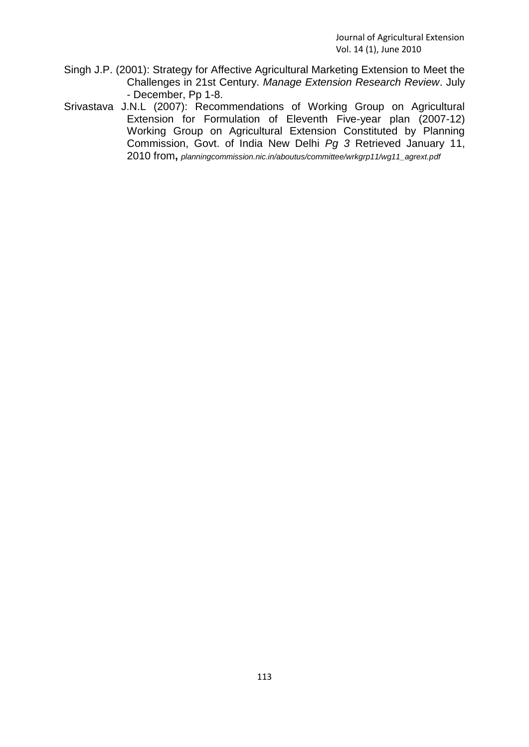Singh J.P. (2001): Strategy for Affective Agricultural Marketing Extension to Meet the Challenges in 21st Century. *Manage Extension Research Review*. July - December, Pp 1-8.

Srivastava J.N.L (2007): Recommendations of Working Group on Agricultural Extension for Formulation of Eleventh Five-year plan (2007-12) Working Group on Agricultural Extension Constituted by Planning Commission, Govt. of India New Delhi *Pg 3* Retrieved January 11, 2010 from, *planningcommission.nic.in/aboutus/committee/wrkgrp11/wg11_agrext.pdf*